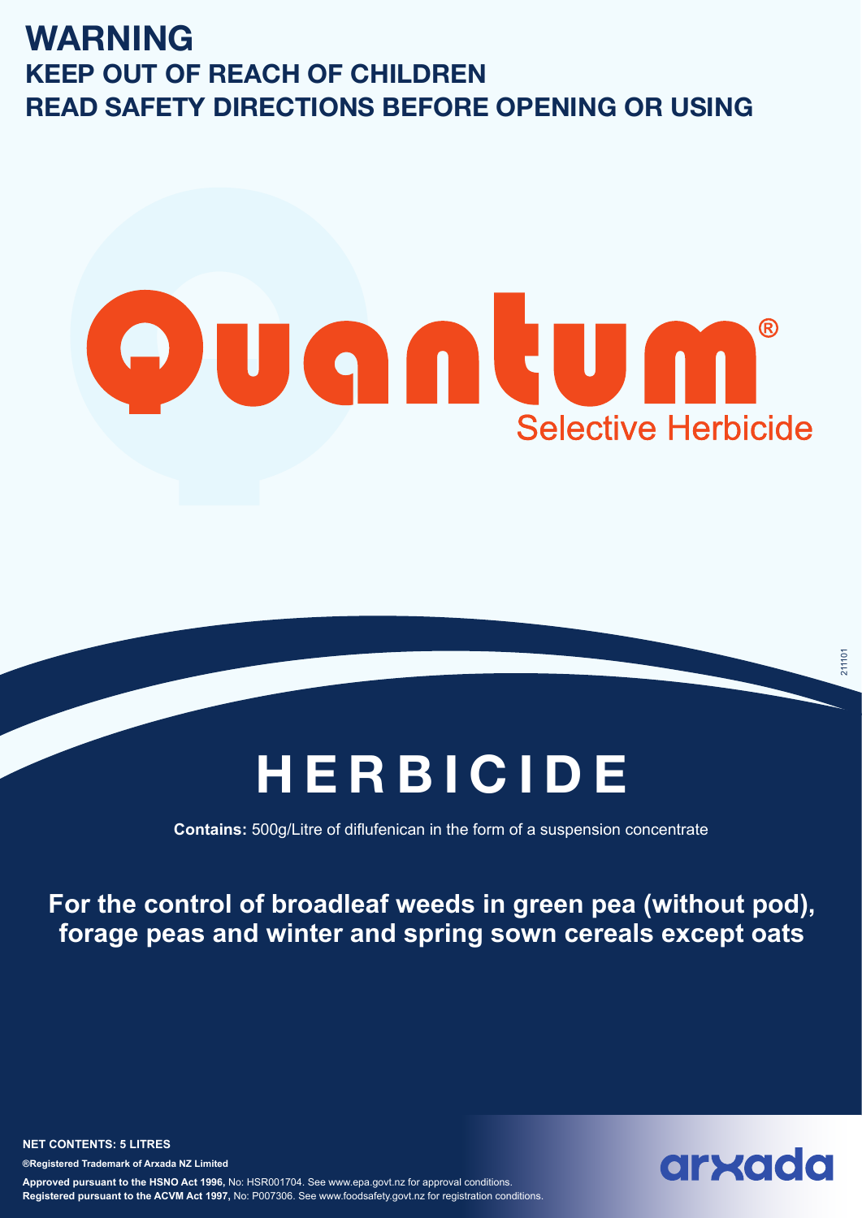# WARNING

## KEEP OUT OF REACH OF CHILDREN

## READ SAFETY DIRECTIONS BEFORE OPENING OR USING

# Quantum®

Selective Herbicide

211101

# HERBICIDE

**Contains:** 500g/Litre of diflufenican in the form of a suspension concentrate

**For the control of broadleaf weeds in green pea (without pod), forage peas and winter and spring sown cereals except oats**

**NET CONTENTS: 5 LITRES**

**®Registered Trademark of Arxada NZ Limited**

**Approved pursuant to the HSNO Act 1996,** No: HSR001704. See www.epa.govt.nz for approval conditions.
**Registered pursuant to the ACVM Act 1997,** No: P007306. See www.foodsafety.govt.nz for registration conditions.

arxada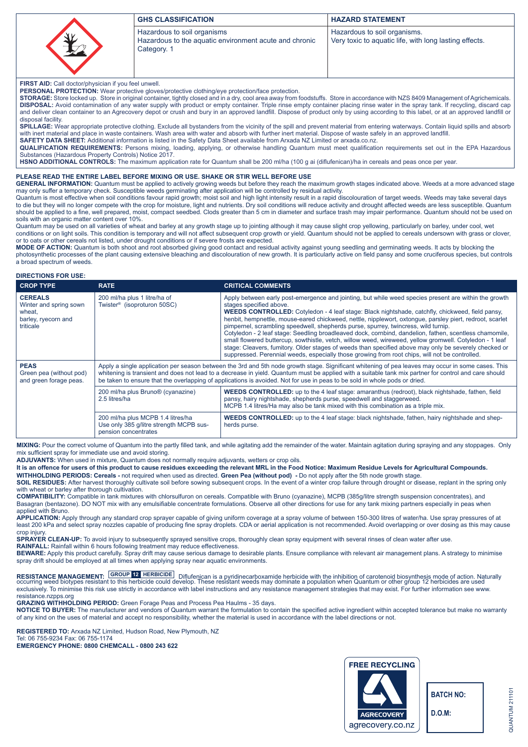| | GHS CLASSIFICATION | HAZARD STATEMENT |
|---|---|---|
| | Hazardous to soil organisms<br>Hazardous to the aquatic environment acute and chronic Category. 1 | Hazardous to soil organisms.<br>Very toxic to aquatic life, with long lasting effects. |

**FIRST AID:** Call doctor/physician if you feel unwell.
**PERSONAL PROTECTION:** Wear protective gloves/protective clothing/eye protection/face protection.
**STORAGE:** Store locked up. Store in original container, tightly closed and in a dry, cool area away from foodstuffs. Store in accordance with NZS 8409 Management of Agrichemicals.
**DISPOSAL:** Avoid contamination of any water supply with product or empty container. Triple rinse empty container placing rinse water in the spray tank. If recycling, discard cap and deliver clean container to an Agrecovery depot or crush and bury in an approved landfill. Dispose of product only by using according to this label, or at an approved landfill or disposal facility.
**SPILLAGE:** Wear appropriate protective clothing. Exclude all bystanders from the vicinity of the spill and prevent material from entering waterways. Contain liquid spills and absorb with inert material and place in waste containers. Wash area with water and absorb with further inert material. Dispose of waste safely in an approved landfill.
**SAFETY DATA SHEET:** Additional information is listed in the Safety Data Sheet available from Arxada NZ Limited or arxada.co.nz.
**QUALIFICATION REQUIREMENTS:** Persons mixing, loading, applying, or otherwise handling Quantum must meet qualification requirements set out in the EPA Hazardous Substances (Hazardous Property Controls) Notice 2017.
**HSNO ADDITIONAL CONTROLS:** The maximum application rate for Quantum shall be 200 ml/ha (100 g ai (diflufenican)/ha in cereals and peas once per year.

**PLEASE READ THE ENTIRE LABEL BEFORE MIXING OR USE. SHAKE OR STIR WELL BEFORE USE**

**GENERAL INFORMATION:** Quantum must be applied to actively growing weeds but before they reach the maximum growth stages indicated above. Weeds at a more advanced stage may only suffer a temporary check. Susceptible weeds germinating after application will be controlled by residual activity.

Quantum is most effective when soil conditions favour rapid growth; moist soil and high light intensity result in a rapid discolouration of target weeds. Weeds may take several days to die but they will no longer compete with the crop for moisture, light and nutrients. Dry soil conditions will reduce activity and drought affected weeds are less susceptible. Quantum should be applied to a fine, well prepared, moist, compact seedbed. Clods greater than 5 cm in diameter and surface trash may impair performance. Quantum should not be used on soils with an organic matter content over 10%.

Quantum may be used on all varieties of wheat and barley at any growth stage up to jointing although it may cause slight crop yellowing, particularly on barley, under cool, wet conditions or on light soils. This condition is temporary and will not affect subsequent crop growth or yield. Quantum should not be applied to cereals undersown with grass or clover, or to oats or other cereals not listed, under drought conditions or if severe frosts are expected.

**MODE OF ACTION:** Quantum is both shoot and root absorbed giving good contact and residual activity against young seedling and germinating weeds. It acts by blocking the photosynthetic processes of the plant causing extensive bleaching and discolouration of new growth. It is particularly active on field pansy and some cruciferous species, but controls a broad spectrum of weeds.

**DIRECTIONS FOR USE:**

| CROP TYPE | RATE | CRITICAL COMMENTS |
|---|---|---|
| **CEREALS** Winter and spring sown wheat, barley, ryecorn and triticale | 200 ml/ha plus 1 litre/ha of Twister® (isoproturon 50SC) | Apply between early post-emergence and jointing, but while weed species present are within the growth stages specified above. **WEEDS CONTROLLED:** Cotyledon - 4 leaf stage: Black nightshade, catchfly, chickweed, field pansy, henbit, hempnettle, mouse-eared chickweed, nettle, nipplewort, oxtongue, parsley piert, redroot, scarlet pimpernel, scrambling speedwell, shepherds purse, spurrey, twincress, wild turnip. Cotyledon - 2 leaf stage: Seedling broadleaved dock, cornbind, dandelion, fathen, scentless chamomile, small flowered buttercup, sowthistle, vetch, willow weed, wireweed, yellow gromwell. Cotyledon - 1 leaf stage: Cleavers, fumitory. Older stages of weeds than specified above may only be severely checked or suppressed. Perennial weeds, especially those growing from root chips, will not be controlled. |
| **PEAS** Green pea (without pod) and green forage peas. | Apply a single application per season between the 3rd and 5th node growth stage. Significant whitening of pea leaves may occur in some cases. This whitening is transient and does not lead to a decrease in yield. Quantum must be applied with a suitable tank mix partner for control and care should be taken to ensure that the overlapping of applications is avoided. Not for use in peas to be sold in whole pods or dried. | |
| | 200 ml/ha plus Bruno® (cyanazine) 2.5 litres/ha | **WEEDS CONTROLLED:** up to the 4 leaf stage: amaranthus (redroot), black nightshade, fathen, field pansy, hairy nightshade, shepherds purse, speedwell and staggerweed. MCPB 1.4 litres/Ha may also be tank mixed with this combination as a triple mix. |
| | 200 ml/ha plus MCPB 1.4 litres/ha Use only 385 g/litre strength MCPB suspension concentrates | **WEEDS CONTROLLED:** up to the 4 leaf stage: black nightshade, fathen, hairy nightshade and shepherds purse. |

**MIXING:** Pour the correct volume of Quantum into the partly filled tank, and while agitating add the remainder of the water. Maintain agitation during spraying and any stoppages. Only mix sufficient spray for immediate use and avoid storing.
**ADJUVANTS:** When used in mixture, Quantum does not normally require adjuvants, wetters or crop oils.
**It is an offence for users of this product to cause residues exceeding the relevant MRL in the Food Notice: Maximum Residue Levels for Agricultural Compounds.**
**WITHHOLDING PERIODS: Cereals -** not required when used as directed. **Green Pea (without pod) -** Do not apply after the 5th node growth stage.
**SOIL RESIDUES:** After harvest thoroughly cultivate soil before sowing subsequent crops. In the event of a winter crop failure through drought or disease, replant in the spring only with wheat or barley after thorough cultivation.
**COMPATIBILITY:** Compatible in tank mixtures with chlorsulfuron on cereals. Compatible with Bruno (cyanazine), MCPB (385g/litre strength suspension concentrates), and Basagran (bentazone). DO NOT mix with any emulsifiable concentrate formulations. Observe all other directions for use for any tank mixing partners especially in peas when applied with Bruno.
**APPLICATION:** Apply through any standard crop sprayer capable of giving uniform coverage at a spray volume of between 150-300 litres of water/ha. Use spray pressures of at least 200 kPa and select spray nozzles capable of producing fine spray droplets. CDA or aerial application is not recommended. Avoid overlapping or over dosing as this may cause crop injury.
**SPRAYER CLEAN-UP:** To avoid injury to subsequently sprayed sensitive crops, thoroughly clean spray equipment with several rinses of clean water after use.
**RAINFALL:** Rainfall within 6 hours following treatment may reduce effectiveness.
**BEWARE:** Apply this product carefully. Spray drift may cause serious damage to desirable plants. Ensure compliance with relevant air management plans. A strategy to minimise spray drift should be employed at all times when applying spray near aquatic environments.

**RESISTANCE MANAGEMENT:** GROUP 12 HERBICIDE Diflufenican is a pyridinecarboxamide herbicide with the inhibition of carotenoid biosynthesis mode of action. Naturally occurring weed biotypes resistant to this herbicide could develop. These resistant weeds may dominate a population when Quantum or other group 12 herbicides are used exclusively. To minimise this risk use strictly in accordance with label instructions and any resistance management strategies that may exist. For further information see www.resistance.nzpps.org
**GRAZING WITHHOLDING PERIOD:** Green Forage Peas and Process Pea Haulms - 35 days.
**NOTICE TO BUYER:** The manufacturer and vendors of Quantum warrant the formulation to contain the specified active ingredient within accepted tolerance but make no warranty of any kind on the uses of material and accept no responsibility, whether the material is used in accordance with the label directions or not.

**REGISTERED TO:** Arxada NZ Limited, Hudson Road, New Plymouth, NZ
Tel: 06 755-9234 Fax: 06 755-1174
**EMERGENCY PHONE: 0800 CHEMCALL - 0800 243 622**

FREE RECYCLING
AGRECOVERY
agrecovery.co.nz

**BATCH NO:**

**D.O.M:**

QUANTUM 211101